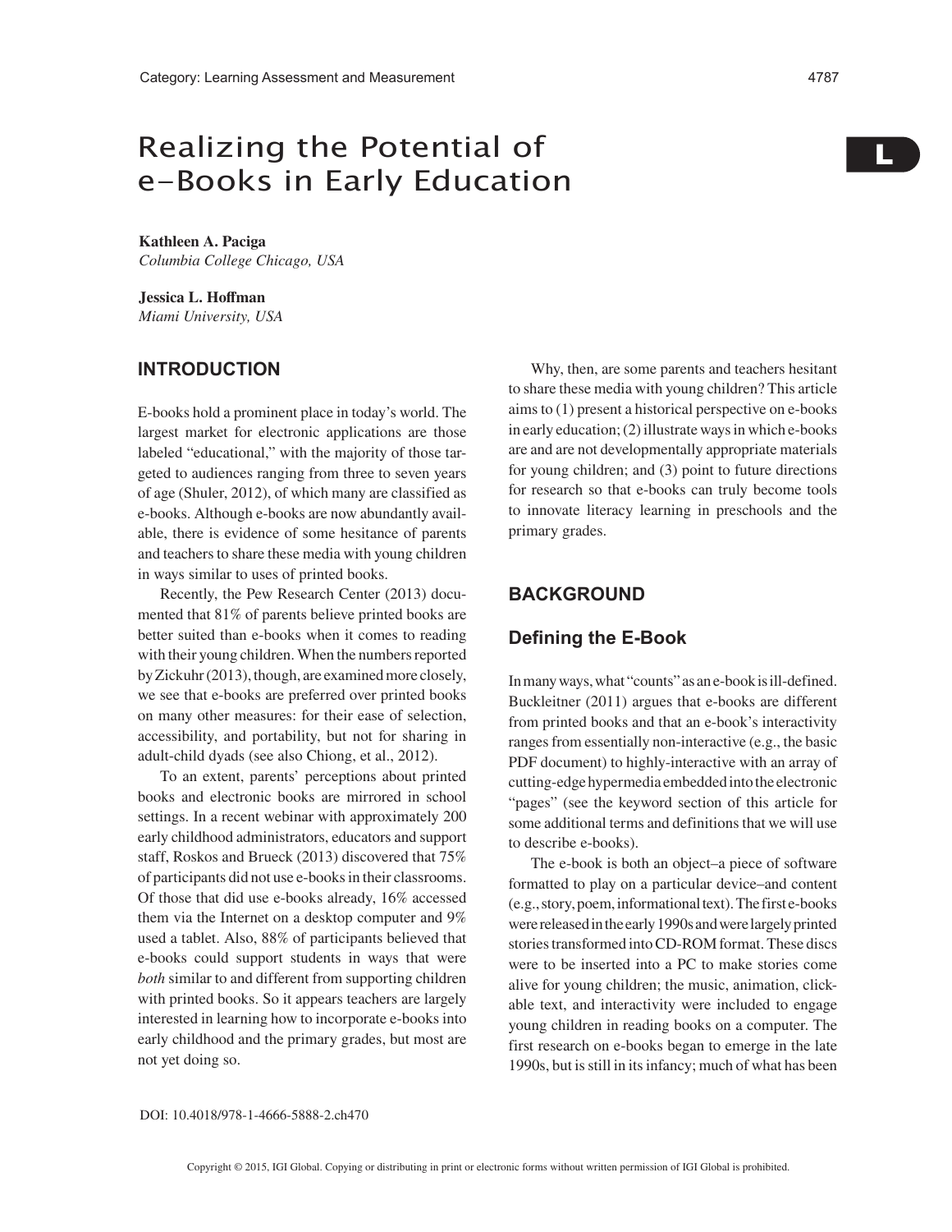# Realizing the Potential of e-Books in Early Education

**Kathleen A. Paciga**
*Columbia College Chicago, USA*

**Jessica L. Hoffman**
*Miami University, USA*

## INTRODUCTION

E-books hold a prominent place in today's world. The largest market for electronic applications are those labeled "educational," with the majority of those targeted to audiences ranging from three to seven years of age (Shuler, 2012), of which many are classified as e-books. Although e-books are now abundantly available, there is evidence of some hesitance of parents and teachers to share these media with young children in ways similar to uses of printed books.

Recently, the Pew Research Center (2013) documented that 81% of parents believe printed books are better suited than e-books when it comes to reading with their young children. When the numbers reported by Zickuhr (2013), though, are examined more closely, we see that e-books are preferred over printed books on many other measures: for their ease of selection, accessibility, and portability, but not for sharing in adult-child dyads (see also Chiong, et al., 2012).

To an extent, parents' perceptions about printed books and electronic books are mirrored in school settings. In a recent webinar with approximately 200 early childhood administrators, educators and support staff, Roskos and Brueck (2013) discovered that 75% of participants did not use e-books in their classrooms. Of those that did use e-books already, 16% accessed them via the Internet on a desktop computer and 9% used a tablet. Also, 88% of participants believed that e-books could support students in ways that were *both* similar to and different from supporting children with printed books. So it appears teachers are largely interested in learning how to incorporate e-books into early childhood and the primary grades, but most are not yet doing so.

Why, then, are some parents and teachers hesitant to share these media with young children? This article aims to (1) present a historical perspective on e-books in early education; (2) illustrate ways in which e-books are and are not developmentally appropriate materials for young children; and (3) point to future directions for research so that e-books can truly become tools to innovate literacy learning in preschools and the primary grades.

## BACKGROUND

### Defining the E-Book

In many ways, what "counts" as an e-book is ill-defined. Buckleitner (2011) argues that e-books are different from printed books and that an e-book's interactivity ranges from essentially non-interactive (e.g., the basic PDF document) to highly-interactive with an array of cutting-edge hypermedia embedded into the electronic "pages" (see the keyword section of this article for some additional terms and definitions that we will use to describe e-books).

The e-book is both an object–a piece of software formatted to play on a particular device–and content (e.g., story, poem, informational text). The first e-books were released in the early 1990s and were largely printed stories transformed into CD-ROM format. These discs were to be inserted into a PC to make stories come alive for young children; the music, animation, clickable text, and interactivity were included to engage young children in reading books on a computer. The first research on e-books began to emerge in the late 1990s, but is still in its infancy; much of what has been

DOI: 10.4018/978-1-4666-5888-2.ch470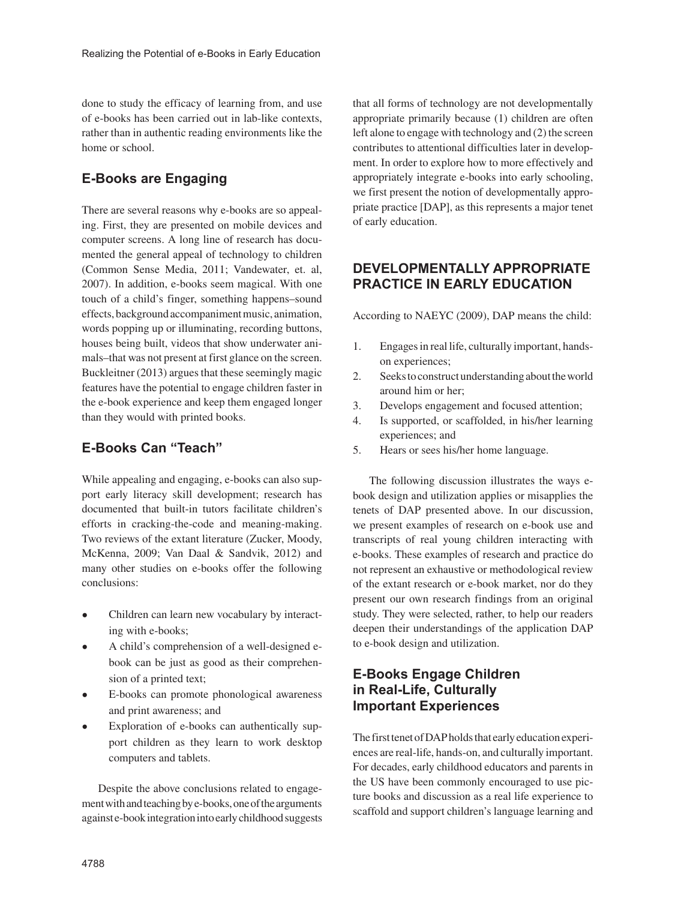done to study the efficacy of learning from, and use of e-books has been carried out in lab-like contexts, rather than in authentic reading environments like the home or school.

## E-Books are Engaging

There are several reasons why e-books are so appealing. First, they are presented on mobile devices and computer screens. A long line of research has documented the general appeal of technology to children (Common Sense Media, 2011; Vandewater, et. al, 2007). In addition, e-books seem magical. With one touch of a child's finger, something happens–sound effects, background accompaniment music, animation, words popping up or illuminating, recording buttons, houses being built, videos that show underwater animals–that was not present at first glance on the screen. Buckleitner (2013) argues that these seemingly magic features have the potential to engage children faster in the e-book experience and keep them engaged longer than they would with printed books.

## E-Books Can "Teach"

While appealing and engaging, e-books can also support early literacy skill development; research has documented that built-in tutors facilitate children's efforts in cracking-the-code and meaning-making. Two reviews of the extant literature (Zucker, Moody, McKenna, 2009; Van Daal & Sandvik, 2012) and many other studies on e-books offer the following conclusions:

- Children can learn new vocabulary by interacting with e-books;
- A child's comprehension of a well-designed e-book can be just as good as their comprehension of a printed text;
- E-books can promote phonological awareness and print awareness; and
- Exploration of e-books can authentically support children as they learn to work desktop computers and tablets.

Despite the above conclusions related to engagement with and teaching by e-books, one of the arguments against e-book integration into early childhood suggests that all forms of technology are not developmentally appropriate primarily because (1) children are often left alone to engage with technology and (2) the screen contributes to attentional difficulties later in development. In order to explore how to more effectively and appropriately integrate e-books into early schooling, we first present the notion of developmentally appropriate practice [DAP], as this represents a major tenet of early education.

# DEVELOPMENTALLY APPROPRIATE PRACTICE IN EARLY EDUCATION

According to NAEYC (2009), DAP means the child:

1. Engages in real life, culturally important, hands-on experiences;
2. Seeks to construct understanding about the world around him or her;
3. Develops engagement and focused attention;
4. Is supported, or scaffolded, in his/her learning experiences; and
5. Hears or sees his/her home language.

The following discussion illustrates the ways e-book design and utilization applies or misapplies the tenets of DAP presented above. In our discussion, we present examples of research on e-book use and transcripts of real young children interacting with e-books. These examples of research and practice do not represent an exhaustive or methodological review of the extant research or e-book market, nor do they present our own research findings from an original study. They were selected, rather, to help our readers deepen their understandings of the application DAP to e-book design and utilization.

## E-Books Engage Children in Real-Life, Culturally Important Experiences

The first tenet of DAP holds that early education experiences are real-life, hands-on, and culturally important. For decades, early childhood educators and parents in the US have been commonly encouraged to use picture books and discussion as a real life experience to scaffold and support children's language learning and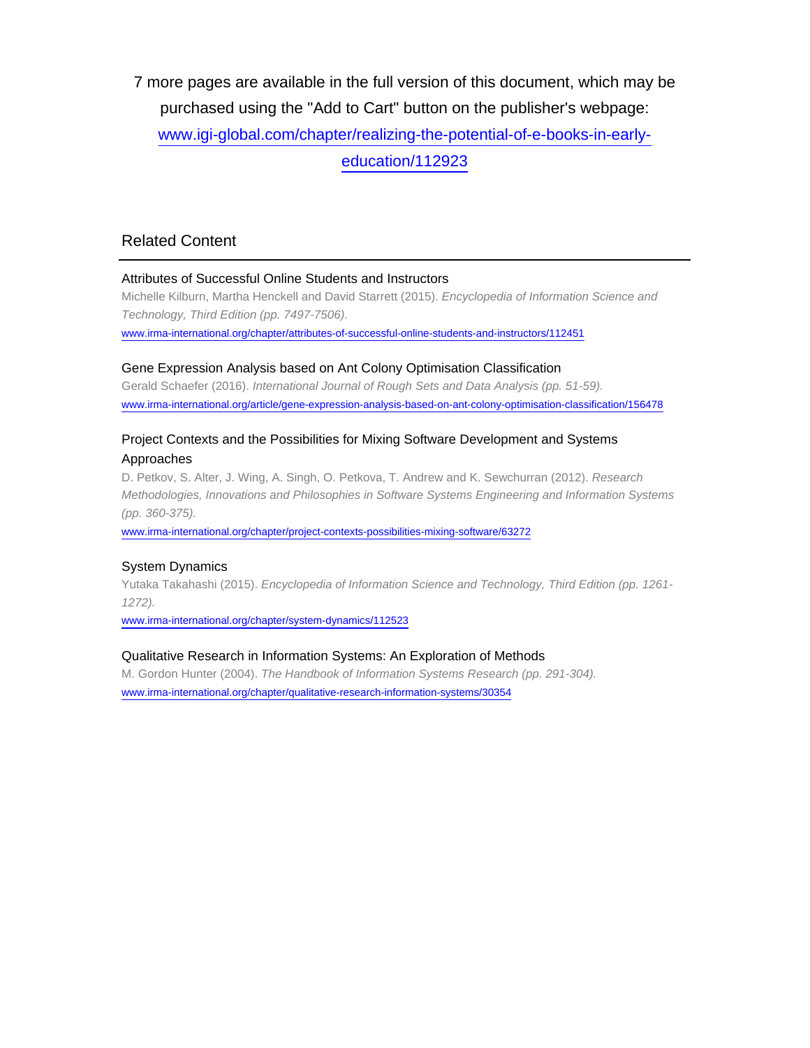7 more pages are available in the full version of this document, which may be purchased using the "Add to Cart" button on the publisher's webpage: [www.igi-global.com/chapter/realizing-the-potential-of-e-books-in-early-education/112923](www.igi-global.com/chapter/realizing-the-potential-of-e-books-in-early-education/112923)

## Related Content

**Attributes of Successful Online Students and Instructors**
Michelle Kilburn, Martha Henckell and David Starrett (2015). *Encyclopedia of Information Science and Technology, Third Edition (pp. 7497-7506).*
[www.irma-international.org/chapter/attributes-of-successful-online-students-and-instructors/112451](www.irma-international.org/chapter/attributes-of-successful-online-students-and-instructors/112451)

**Gene Expression Analysis based on Ant Colony Optimisation Classification**
Gerald Schaefer (2016). *International Journal of Rough Sets and Data Analysis (pp. 51-59).*
[www.irma-international.org/article/gene-expression-analysis-based-on-ant-colony-optimisation-classification/156478](www.irma-international.org/article/gene-expression-analysis-based-on-ant-colony-optimisation-classification/156478)

**Project Contexts and the Possibilities for Mixing Software Development and Systems Approaches**
D. Petkov, S. Alter, J. Wing, A. Singh, O. Petkova, T. Andrew and K. Sewchurran (2012). *Research Methodologies, Innovations and Philosophies in Software Systems Engineering and Information Systems (pp. 360-375).*
[www.irma-international.org/chapter/project-contexts-possibilities-mixing-software/63272](www.irma-international.org/chapter/project-contexts-possibilities-mixing-software/63272)

**System Dynamics**
Yutaka Takahashi (2015). *Encyclopedia of Information Science and Technology, Third Edition (pp. 1261-1272).*
[www.irma-international.org/chapter/system-dynamics/112523](www.irma-international.org/chapter/system-dynamics/112523)

**Qualitative Research in Information Systems: An Exploration of Methods**
M. Gordon Hunter (2004). *The Handbook of Information Systems Research (pp. 291-304).*
[www.irma-international.org/chapter/qualitative-research-information-systems/30354](www.irma-international.org/chapter/qualitative-research-information-systems/30354)